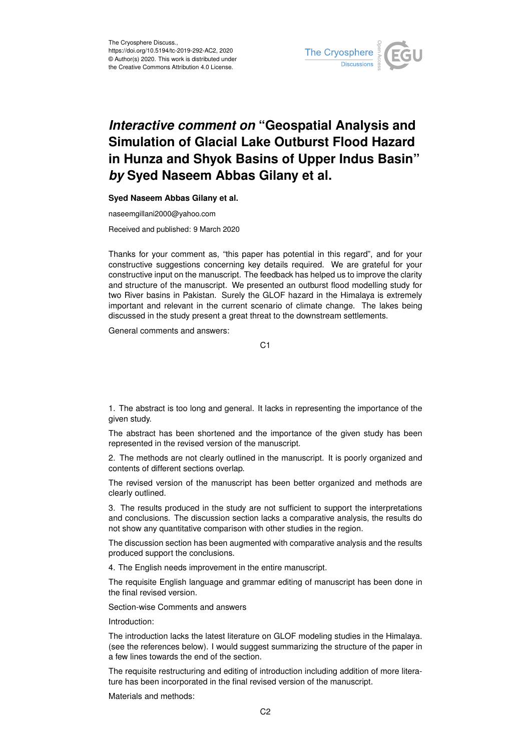# *Interactive comment on* "Geospatial Analysis and Simulation of Glacial Lake Outburst Flood Hazard in Hunza and Shyok Basins of Upper Indus Basin" *by* Syed Naseem Abbas Gilany et al.

**Syed Naseem Abbas Gilany et al.**

naseemgillani2000@yahoo.com

Received and published: 9 March 2020

Thanks for your comment as, "this paper has potential in this regard", and for your constructive suggestions concerning key details required. We are grateful for your constructive input on the manuscript. The feedback has helped us to improve the clarity and structure of the manuscript. We presented an outburst flood modelling study for two River basins in Pakistan. Surely the GLOF hazard in the Himalaya is extremely important and relevant in the current scenario of climate change. The lakes being discussed in the study present a great threat to the downstream settlements.

General comments and answers:

1. The abstract is too long and general. It lacks in representing the importance of the given study.

The abstract has been shortened and the importance of the given study has been represented in the revised version of the manuscript.

2. The methods are not clearly outlined in the manuscript. It is poorly organized and contents of different sections overlap.

The revised version of the manuscript has been better organized and methods are clearly outlined.

3. The results produced in the study are not sufficient to support the interpretations and conclusions. The discussion section lacks a comparative analysis, the results do not show any quantitative comparison with other studies in the region.

The discussion section has been augmented with comparative analysis and the results produced support the conclusions.

4. The English needs improvement in the entire manuscript.

The requisite English language and grammar editing of manuscript has been done in the final revised version.

Section-wise Comments and answers

Introduction:

The introduction lacks the latest literature on GLOF modeling studies in the Himalaya. (see the references below). I would suggest summarizing the structure of the paper in a few lines towards the end of the section.

The requisite restructuring and editing of introduction including addition of more literature has been incorporated in the final revised version of the manuscript.

Materials and methods: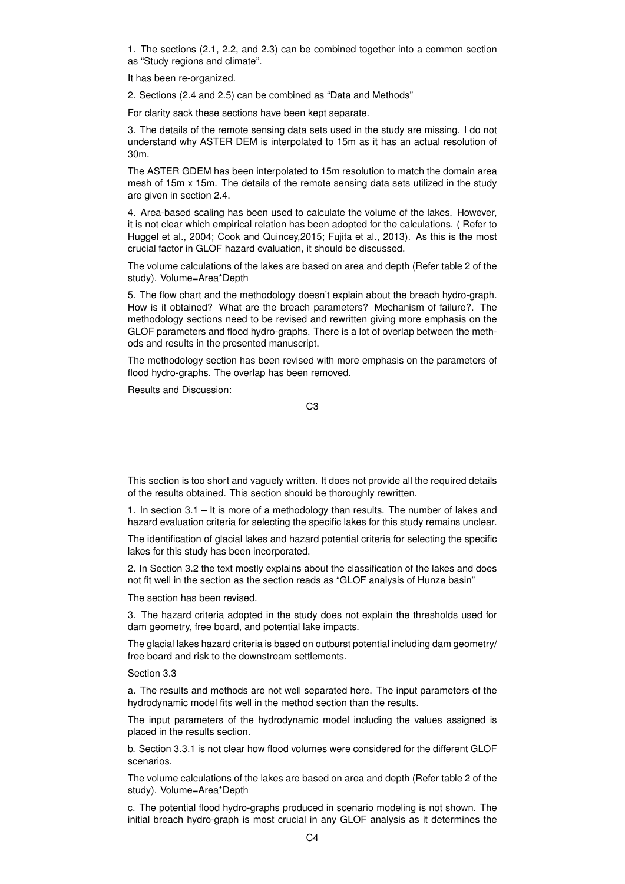1. The sections (2.1, 2.2, and 2.3) can be combined together into a common section as "Study regions and climate".

It has been re-organized.

2. Sections (2.4 and 2.5) can be combined as "Data and Methods"

For clarity sack these sections have been kept separate.

3. The details of the remote sensing data sets used in the study are missing. I do not understand why ASTER DEM is interpolated to 15m as it has an actual resolution of 30m.

The ASTER GDEM has been interpolated to 15m resolution to match the domain area mesh of 15m x 15m. The details of the remote sensing data sets utilized in the study are given in section 2.4.

4. Area-based scaling has been used to calculate the volume of the lakes. However, it is not clear which empirical relation has been adopted for the calculations. ( Refer to Huggel et al., 2004; Cook and Quincey,2015; Fujita et al., 2013). As this is the most crucial factor in GLOF hazard evaluation, it should be discussed.

The volume calculations of the lakes are based on area and depth (Refer table 2 of the study). Volume=Area*Depth

5. The flow chart and the methodology doesn't explain about the breach hydro-graph. How is it obtained? What are the breach parameters? Mechanism of failure?. The methodology sections need to be revised and rewritten giving more emphasis on the GLOF parameters and flood hydro-graphs. There is a lot of overlap between the methods and results in the presented manuscript.

The methodology section has been revised with more emphasis on the parameters of flood hydro-graphs. The overlap has been removed.

Results and Discussion:

This section is too short and vaguely written. It does not provide all the required details of the results obtained. This section should be thoroughly rewritten.

1. In section 3.1 – It is more of a methodology than results. The number of lakes and hazard evaluation criteria for selecting the specific lakes for this study remains unclear.

The identification of glacial lakes and hazard potential criteria for selecting the specific lakes for this study has been incorporated.

2. In Section 3.2 the text mostly explains about the classification of the lakes and does not fit well in the section as the section reads as "GLOF analysis of Hunza basin"

The section has been revised.

3. The hazard criteria adopted in the study does not explain the thresholds used for dam geometry, free board, and potential lake impacts.

The glacial lakes hazard criteria is based on outburst potential including dam geometry/ free board and risk to the downstream settlements.

Section 3.3

a. The results and methods are not well separated here. The input parameters of the hydrodynamic model fits well in the method section than the results.

The input parameters of the hydrodynamic model including the values assigned is placed in the results section.

b. Section 3.3.1 is not clear how flood volumes were considered for the different GLOF scenarios.

The volume calculations of the lakes are based on area and depth (Refer table 2 of the study). Volume=Area*Depth

c. The potential flood hydro-graphs produced in scenario modeling is not shown. The initial breach hydro-graph is most crucial in any GLOF analysis as it determines the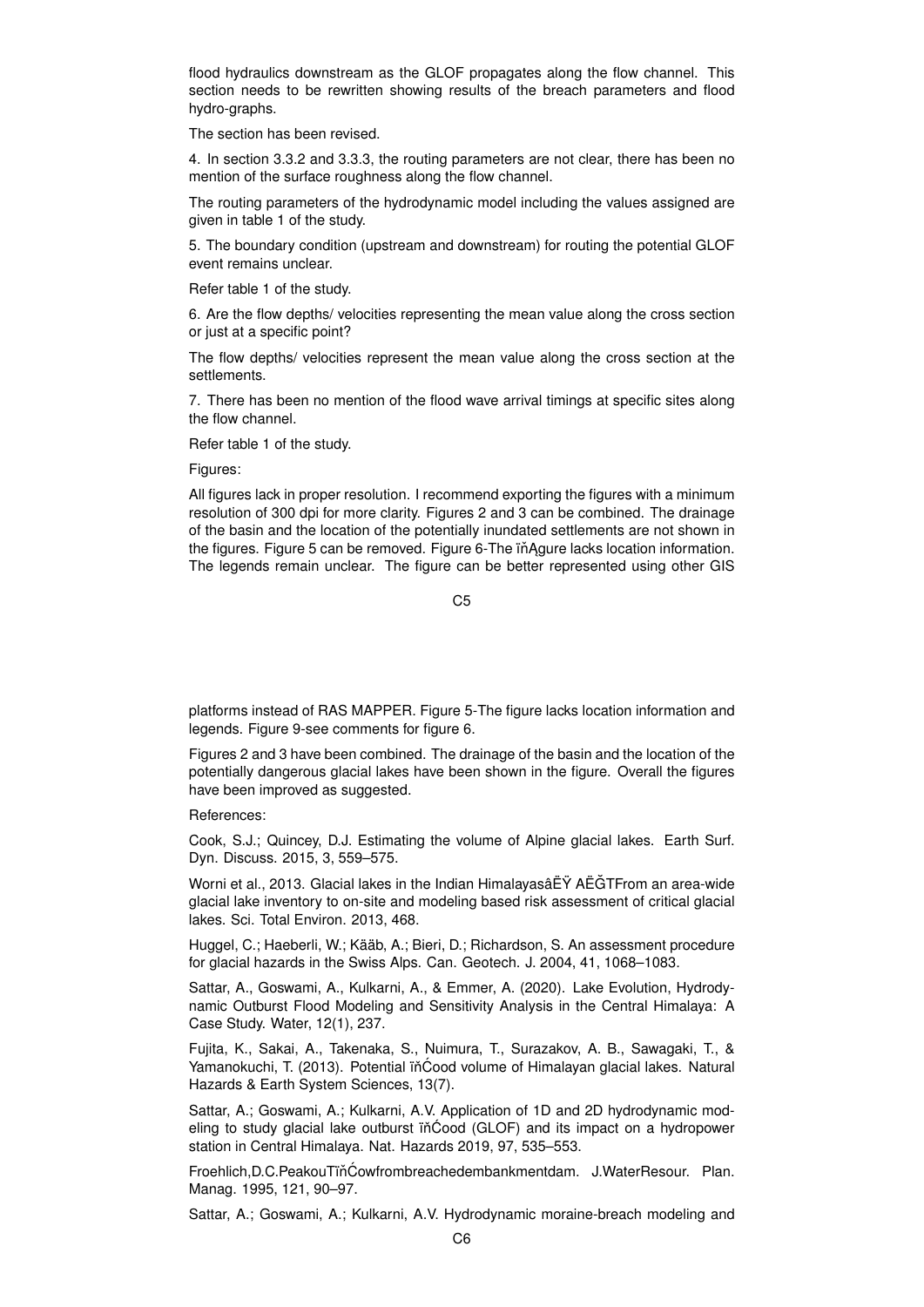flood hydraulics downstream as the GLOF propagates along the flow channel. This section needs to be rewritten showing results of the breach parameters and flood hydro-graphs.

The section has been revised.

4. In section 3.3.2 and 3.3.3, the routing parameters are not clear, there has been no mention of the surface roughness along the flow channel.

The routing parameters of the hydrodynamic model including the values assigned are given in table 1 of the study.

5. The boundary condition (upstream and downstream) for routing the potential GLOF event remains unclear.

Refer table 1 of the study.

6. Are the flow depths/ velocities representing the mean value along the cross section or just at a specific point?

The flow depths/ velocities represent the mean value along the cross section at the settlements.

7. There has been no mention of the flood wave arrival timings at specific sites along the flow channel.

Refer table 1 of the study.

Figures:

All figures lack in proper resolution. I recommend exporting the figures with a minimum resolution of 300 dpi for more clarity. Figures 2 and 3 can be combined. The drainage of the basin and the location of the potentially inundated settlements are not shown in the figures. Figure 5 can be removed. Figure 6-The ïňĄgure lacks location information. The legends remain unclear. The figure can be better represented using other GIS platforms instead of RAS MAPPER. Figure 5-The figure lacks location information and legends. Figure 9-see comments for figure 6.

Figures 2 and 3 have been combined. The drainage of the basin and the location of the potentially dangerous glacial lakes have been shown in the figure. Overall the figures have been improved as suggested.

References:

Cook, S.J.; Quincey, D.J. Estimating the volume of Alpine glacial lakes. Earth Surf. Dyn. Discuss. 2015, 3, 559–575.

Worni et al., 2013. Glacial lakes in the Indian HimalayasâĔŸ AĔĞTFrom an area-wide glacial lake inventory to on-site and modeling based risk assessment of critical glacial lakes. Sci. Total Environ. 2013, 468.

Huggel, C.; Haeberli, W.; Kääb, A.; Bieri, D.; Richardson, S. An assessment procedure for glacial hazards in the Swiss Alps. Can. Geotech. J. 2004, 41, 1068–1083.

Sattar, A., Goswami, A., Kulkarni, A., & Emmer, A. (2020). Lake Evolution, Hydrodynamic Outburst Flood Modeling and Sensitivity Analysis in the Central Himalaya: A Case Study. Water, 12(1), 237.

Fujita, K., Sakai, A., Takenaka, S., Nuimura, T., Surazakov, A. B., Sawagaki, T., & Yamanokuchi, T. (2013). Potential ïňĆood volume of Himalayan glacial lakes. Natural Hazards & Earth System Sciences, 13(7).

Sattar, A.; Goswami, A.; Kulkarni, A.V. Application of 1D and 2D hydrodynamic modeling to study glacial lake outburst ïňĆood (GLOF) and its impact on a hydropower station in Central Himalaya. Nat. Hazards 2019, 97, 535–553.

Froehlich,D.C.PeakouTïňĆowfrombreachedembankmentdam. J.WaterResour. Plan. Manag. 1995, 121, 90–97.

Sattar, A.; Goswami, A.; Kulkarni, A.V. Hydrodynamic moraine-breach modeling and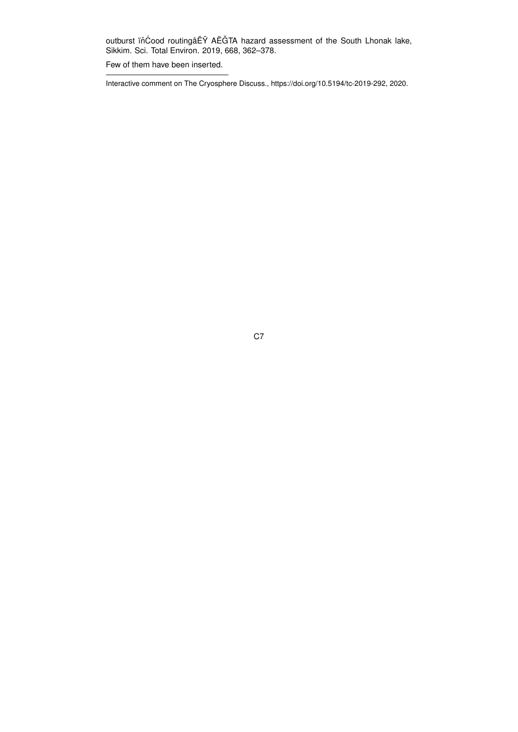outburst ïňĆood routingâĚŸ AĚĞTA hazard assessment of the South Lhonak lake, Sikkim. Sci. Total Environ. 2019, 668, 362–378.

Few of them have been inserted.

---

Interactive comment on The Cryosphere Discuss., https://doi.org/10.5194/tc-2019-292, 2020.